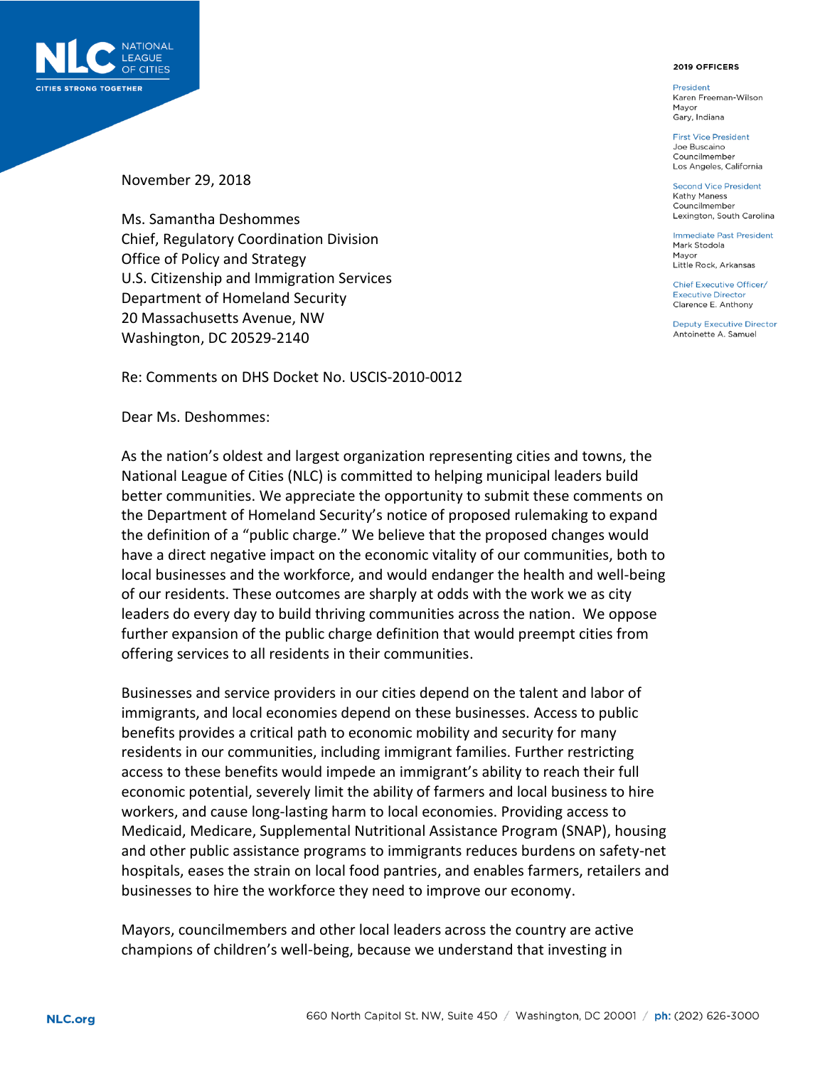NATIONAL LEAGUE OF CITIES

CITIES STRONG TOGETHER

**2019 OFFICERS**

President
Karen Freeman-Wilson
Mayor
Gary, Indiana

First Vice President
Joe Buscaino
Councilmember
Los Angeles, California

Second Vice President
Kathy Maness
Councilmember
Lexington, South Carolina

Immediate Past President
Mark Stodola
Mayor
Little Rock, Arkansas

Chief Executive Officer/
Executive Director
Clarence E. Anthony

Deputy Executive Director
Antoinette A. Samuel

November 29, 2018

Ms. Samantha Deshommes
Chief, Regulatory Coordination Division
Office of Policy and Strategy
U.S. Citizenship and Immigration Services
Department of Homeland Security
20 Massachusetts Avenue, NW
Washington, DC 20529-2140

Re: Comments on DHS Docket No. USCIS-2010-0012

Dear Ms. Deshommes:

As the nation's oldest and largest organization representing cities and towns, the National League of Cities (NLC) is committed to helping municipal leaders build better communities. We appreciate the opportunity to submit these comments on the Department of Homeland Security's notice of proposed rulemaking to expand the definition of a "public charge." We believe that the proposed changes would have a direct negative impact on the economic vitality of our communities, both to local businesses and the workforce, and would endanger the health and well-being of our residents. These outcomes are sharply at odds with the work we as city leaders do every day to build thriving communities across the nation. We oppose further expansion of the public charge definition that would preempt cities from offering services to all residents in their communities.

Businesses and service providers in our cities depend on the talent and labor of immigrants, and local economies depend on these businesses. Access to public benefits provides a critical path to economic mobility and security for many residents in our communities, including immigrant families. Further restricting access to these benefits would impede an immigrant's ability to reach their full economic potential, severely limit the ability of farmers and local business to hire workers, and cause long-lasting harm to local economies. Providing access to Medicaid, Medicare, Supplemental Nutritional Assistance Program (SNAP), housing and other public assistance programs to immigrants reduces burdens on safety-net hospitals, eases the strain on local food pantries, and enables farmers, retailers and businesses to hire the workforce they need to improve our economy.

Mayors, councilmembers and other local leaders across the country are active champions of children's well-being, because we understand that investing in

NLC.org

660 North Capitol St. NW, Suite 450 / Washington, DC 20001 / ph: (202) 626-3000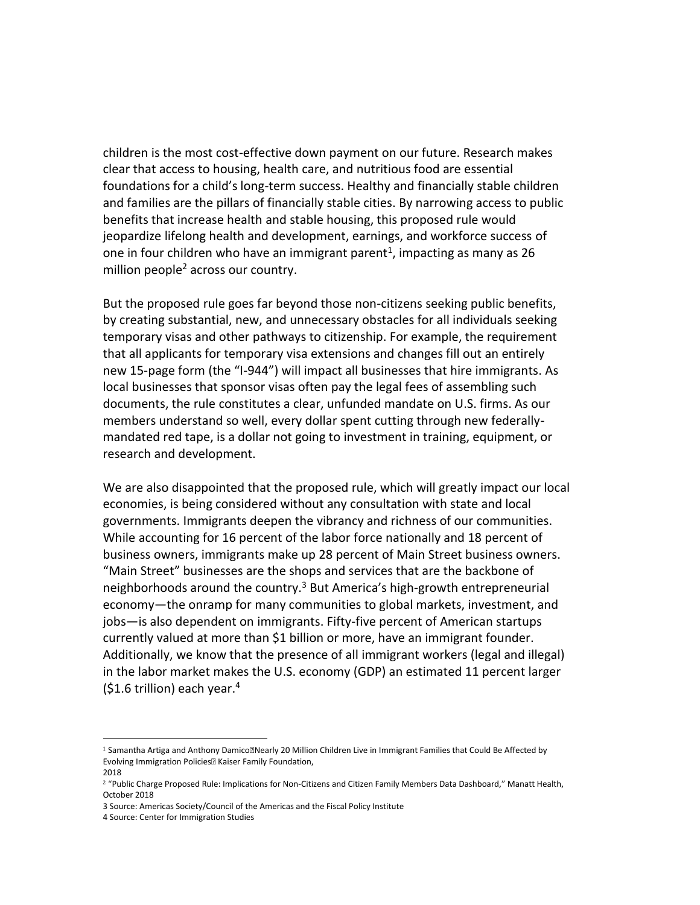children is the most cost-effective down payment on our future. Research makes clear that access to housing, health care, and nutritious food are essential foundations for a child's long-term success. Healthy and financially stable children and families are the pillars of financially stable cities. By narrowing access to public benefits that increase health and stable housing, this proposed rule would jeopardize lifelong health and development, earnings, and workforce success of one in four children who have an immigrant parent[1], impacting as many as 26 million people[2] across our country.

But the proposed rule goes far beyond those non-citizens seeking public benefits, by creating substantial, new, and unnecessary obstacles for all individuals seeking temporary visas and other pathways to citizenship. For example, the requirement that all applicants for temporary visa extensions and changes fill out an entirely new 15-page form (the "I-944") will impact all businesses that hire immigrants. As local businesses that sponsor visas often pay the legal fees of assembling such documents, the rule constitutes a clear, unfunded mandate on U.S. firms. As our members understand so well, every dollar spent cutting through new federally-mandated red tape, is a dollar not going to investment in training, equipment, or research and development.

We are also disappointed that the proposed rule, which will greatly impact our local economies, is being considered without any consultation with state and local governments. Immigrants deepen the vibrancy and richness of our communities. While accounting for 16 percent of the labor force nationally and 18 percent of business owners, immigrants make up 28 percent of Main Street business owners. "Main Street" businesses are the shops and services that are the backbone of neighborhoods around the country.[3] But America's high-growth entrepreneurial economy—the onramp for many communities to global markets, investment, and jobs—is also dependent on immigrants. Fifty-five percent of American startups currently valued at more than $1 billion or more, have an immigrant founder. Additionally, we know that the presence of all immigrant workers (legal and illegal) in the labor market makes the U.S. economy (GDP) an estimated 11 percent larger ($1.6 trillion) each year.[4]

---

[1] Samantha Artiga and Anthony Damico, "Nearly 20 Million Children Live in Immigrant Families that Could Be Affected by Evolving Immigration Policies," Kaiser Family Foundation, 2018

[2] "Public Charge Proposed Rule: Implications for Non-Citizens and Citizen Family Members Data Dashboard," Manatt Health, October 2018

3 Source: Americas Society/Council of the Americas and the Fiscal Policy Institute

4 Source: Center for Immigration Studies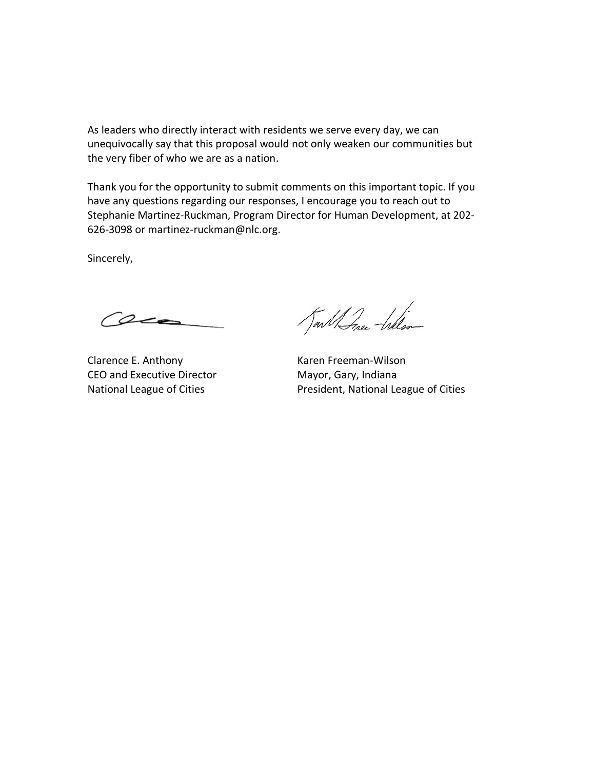As leaders who directly interact with residents we serve every day, we can unequivocally say that this proposal would not only weaken our communities but the very fiber of who we are as a nation.

Thank you for the opportunity to submit comments on this important topic. If you have any questions regarding our responses, I encourage you to reach out to Stephanie Martinez-Ruckman, Program Director for Human Development, at 202-626-3098 or martinez-ruckman@nlc.org.

Sincerely,

Clarence E. Anthony
CEO and Executive Director
National League of Cities

Karen Freeman-Wilson
Mayor, Gary, Indiana
President, National League of Cities